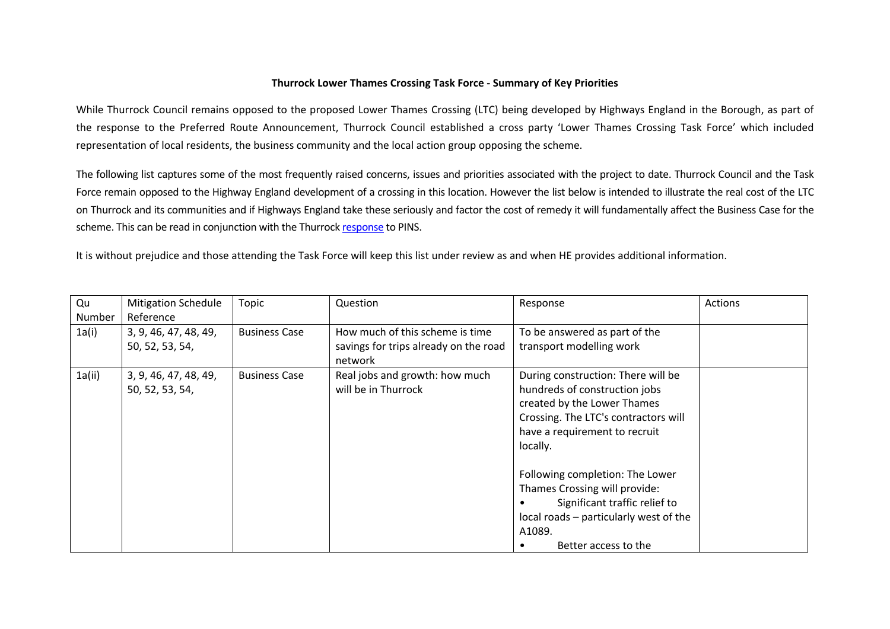**Thurrock Lower Thames Crossing Task Force - Summary of Key Priorities**

While Thurrock Council remains opposed to the proposed Lower Thames Crossing (LTC) being developed by Highways England in the Borough, as part of the response to the Preferred Route Announcement, Thurrock Council established a cross party 'Lower Thames Crossing Task Force' which included representation of local residents, the business community and the local action group opposing the scheme.

The following list captures some of the most frequently raised concerns, issues and priorities associated with the project to date. Thurrock Council and the Task Force remain opposed to the Highway England development of a crossing in this location. However the list below is intended to illustrate the real cost of the LTC on Thurrock and its communities and if Highways England take these seriously and factor the cost of remedy it will fundamentally affect the Business Case for the scheme. This can be read in conjunction with the Thurrock response to PINS.

It is without prejudice and those attending the Task Force will keep this list under review as and when HE provides additional information.

| Qu Number | Mitigation Schedule Reference | Topic | Question | Response | Actions |
|---|---|---|---|---|---|
| 1a(i) | 3, 9, 46, 47, 48, 49, 50, 52, 53, 54, | Business Case | How much of this scheme is time savings for trips already on the road network | To be answered as part of the transport modelling work | |
| 1a(ii) | 3, 9, 46, 47, 48, 49, 50, 52, 53, 54, | Business Case | Real jobs and growth: how much will be in Thurrock | During construction: There will be hundreds of construction jobs created by the Lower Thames Crossing. The LTC's contractors will have a requirement to recruit locally.<br><br>Following completion: The Lower Thames Crossing will provide:<br>• Significant traffic relief to local roads – particularly west of the A1089.<br>• Better access to the | |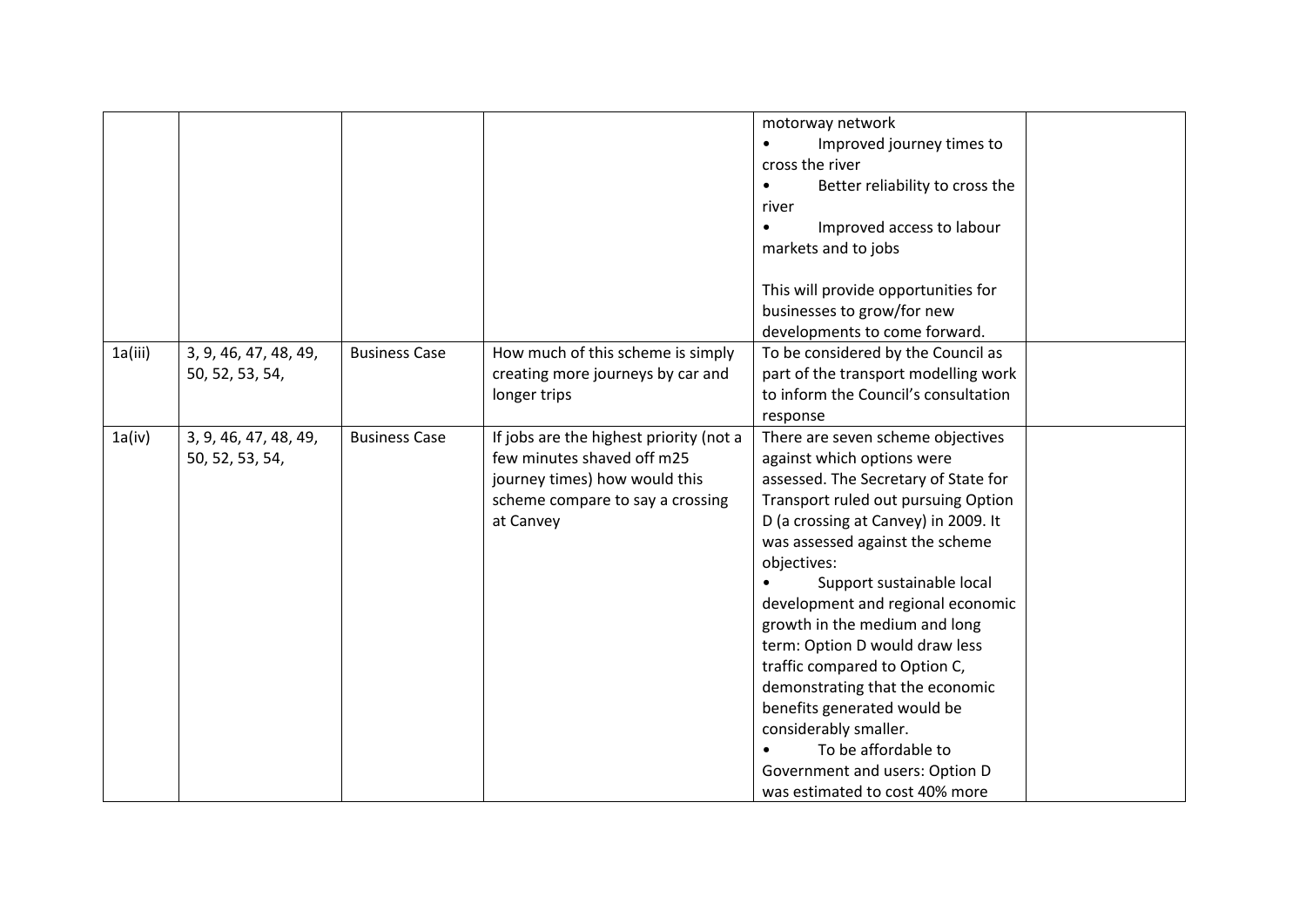| | | | | | |
|---|---|---|---|---|---|
| | | | | motorway network<br>• Improved journey times to cross the river<br>• Better reliability to cross the river<br>• Improved access to labour markets and to jobs<br><br>This will provide opportunities for businesses to grow/for new developments to come forward. | |
| 1a(iii) | 3, 9, 46, 47, 48, 49, 50, 52, 53, 54, | Business Case | How much of this scheme is simply creating more journeys by car and longer trips | To be considered by the Council as part of the transport modelling work to inform the Council's consultation response | |
| 1a(iv) | 3, 9, 46, 47, 48, 49, 50, 52, 53, 54, | Business Case | If jobs are the highest priority (not a few minutes shaved off m25 journey times) how would this scheme compare to say a crossing at Canvey | There are seven scheme objectives against which options were assessed. The Secretary of State for Transport ruled out pursuing Option D (a crossing at Canvey) in 2009. It was assessed against the scheme objectives:<br>• Support sustainable local development and regional economic growth in the medium and long term: Option D would draw less traffic compared to Option C, demonstrating that the economic benefits generated would be considerably smaller.<br>• To be affordable to Government and users: Option D was estimated to cost 40% more | |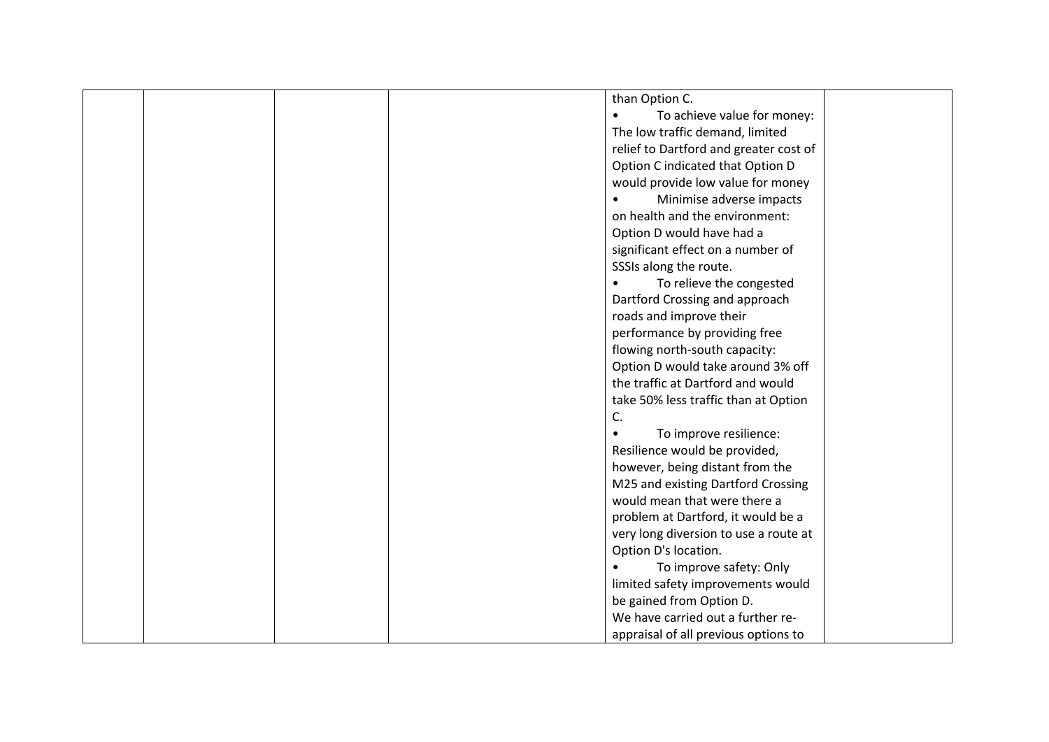|  |  |  |  | than Option C.<br>• To achieve value for money: The low traffic demand, limited relief to Dartford and greater cost of Option C indicated that Option D would provide low value for money<br>• Minimise adverse impacts on health and the environment: Option D would have had a significant effect on a number of SSSIs along the route.<br>• To relieve the congested Dartford Crossing and approach roads and improve their performance by providing free flowing north-south capacity: Option D would take around 3% off the traffic at Dartford and would take 50% less traffic than at Option C.<br>• To improve resilience: Resilience would be provided, however, being distant from the M25 and existing Dartford Crossing would mean that were there a problem at Dartford, it would be a very long diversion to use a route at Option D's location.<br>• To improve safety: Only limited safety improvements would be gained from Option D.<br>We have carried out a further re-appraisal of all previous options to |  |
|---|---|---|---|---|---|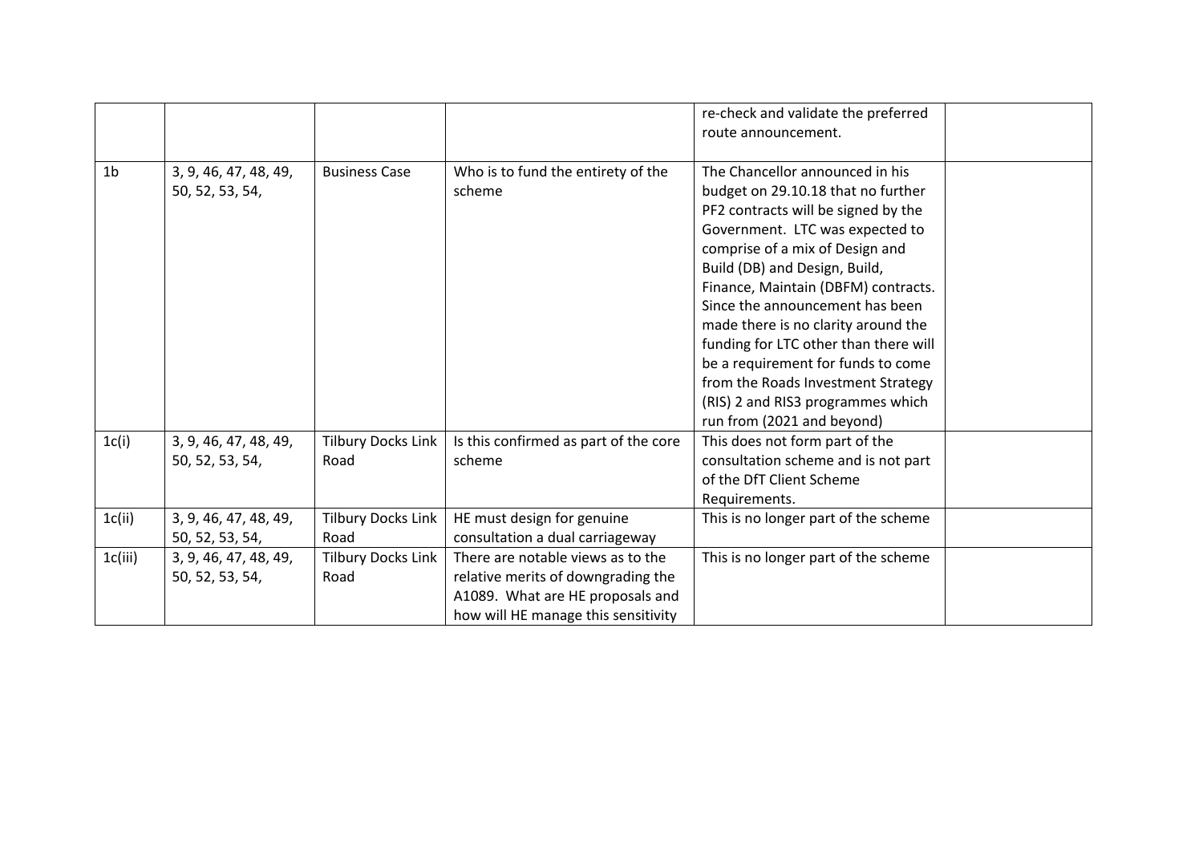|  |  |  |  | re-check and validate the preferred route announcement. |  |
|---|---|---|---|---|---|
| 1b | 3, 9, 46, 47, 48, 49, 50, 52, 53, 54, | Business Case | Who is to fund the entirety of the scheme | The Chancellor announced in his budget on 29.10.18 that no further PF2 contracts will be signed by the Government. LTC was expected to comprise of a mix of Design and Build (DB) and Design, Build, Finance, Maintain (DBFM) contracts. Since the announcement has been made there is no clarity around the funding for LTC other than there will be a requirement for funds to come from the Roads Investment Strategy (RIS) 2 and RIS3 programmes which run from (2021 and beyond) |  |
| 1c(i) | 3, 9, 46, 47, 48, 49, 50, 52, 53, 54, | Tilbury Docks Link Road | Is this confirmed as part of the core scheme | This does not form part of the consultation scheme and is not part of the DfT Client Scheme Requirements. |  |
| 1c(ii) | 3, 9, 46, 47, 48, 49, 50, 52, 53, 54, | Tilbury Docks Link Road | HE must design for genuine consultation a dual carriageway | This is no longer part of the scheme |  |
| 1c(iii) | 3, 9, 46, 47, 48, 49, 50, 52, 53, 54, | Tilbury Docks Link Road | There are notable views as to the relative merits of downgrading the A1089. What are HE proposals and how will HE manage this sensitivity | This is no longer part of the scheme |  |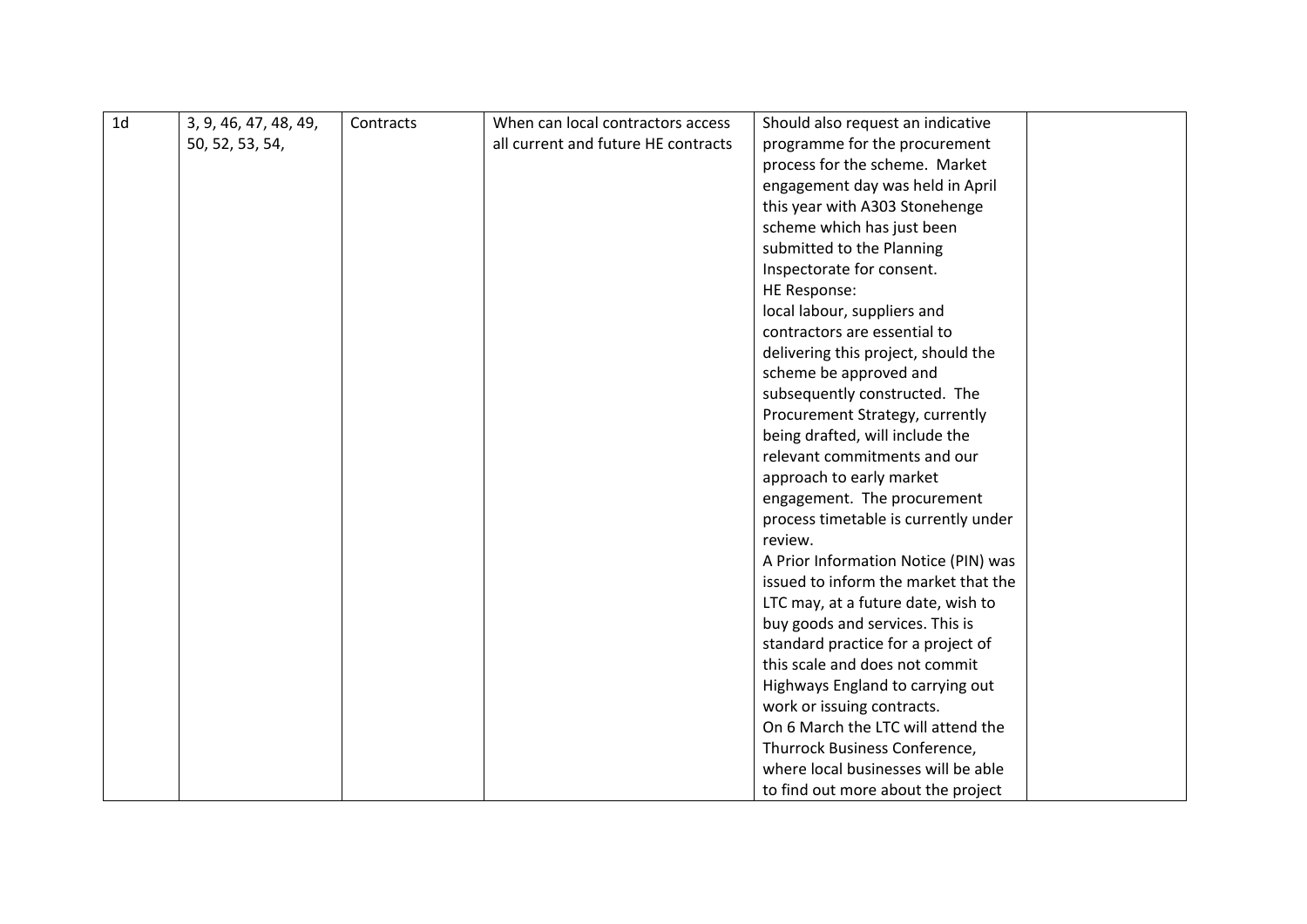| 1d | 3, 9, 46, 47, 48, 49, 50, 52, 53, 54, | Contracts | When can local contractors access all current and future HE contracts | Should also request an indicative programme for the procurement process for the scheme. Market engagement day was held in April this year with A303 Stonehenge scheme which has just been submitted to the Planning Inspectorate for consent.<br>HE Response:<br>local labour, suppliers and contractors are essential to delivering this project, should the scheme be approved and subsequently constructed. The Procurement Strategy, currently being drafted, will include the relevant commitments and our approach to early market engagement. The procurement process timetable is currently under review.<br>A Prior Information Notice (PIN) was issued to inform the market that the LTC may, at a future date, wish to buy goods and services. This is standard practice for a project of this scale and does not commit Highways England to carrying out work or issuing contracts.<br>On 6 March the LTC will attend the Thurrock Business Conference, where local businesses will be able to find out more about the project | |
|---|---|---|---|---|---|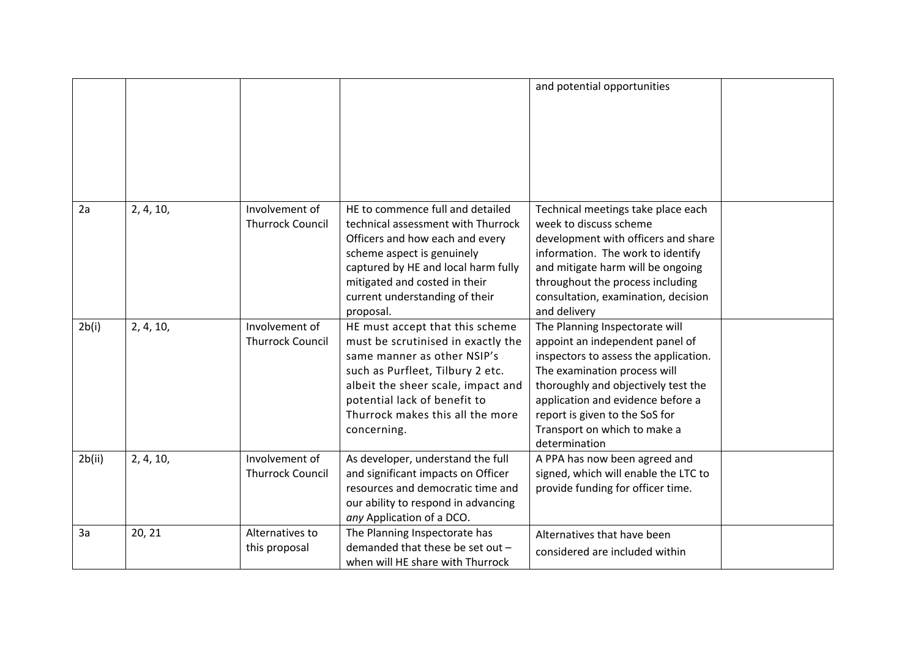| | | | | | |
|---|---|---|---|---|---|
| | | | | and potential opportunities | |
| 2a | 2, 4, 10, | Involvement of Thurrock Council | HE to commence full and detailed technical assessment with Thurrock Officers and how each and every scheme aspect is genuinely captured by HE and local harm fully mitigated and costed in their current understanding of their proposal. | Technical meetings take place each week to discuss scheme development with officers and share information. The work to identify and mitigate harm will be ongoing throughout the process including consultation, examination, decision and delivery | |
| 2b(i) | 2, 4, 10, | Involvement of Thurrock Council | HE must accept that this scheme must be scrutinised in exactly the same manner as other NSIP's such as Purfleet, Tilbury 2 etc. albeit the sheer scale, impact and potential lack of benefit to Thurrock makes this all the more concerning. | The Planning Inspectorate will appoint an independent panel of inspectors to assess the application. The examination process will thoroughly and objectively test the application and evidence before a report is given to the SoS for Transport on which to make a determination | |
| 2b(ii) | 2, 4, 10, | Involvement of Thurrock Council | As developer, understand the full and significant impacts on Officer resources and democratic time and our ability to respond in advancing *any* Application of a DCO. | A PPA has now been agreed and signed, which will enable the LTC to provide funding for officer time. | |
| 3a | 20, 21 | Alternatives to this proposal | The Planning Inspectorate has demanded that these be set out – when will HE share with Thurrock | Alternatives that have been considered are included within | |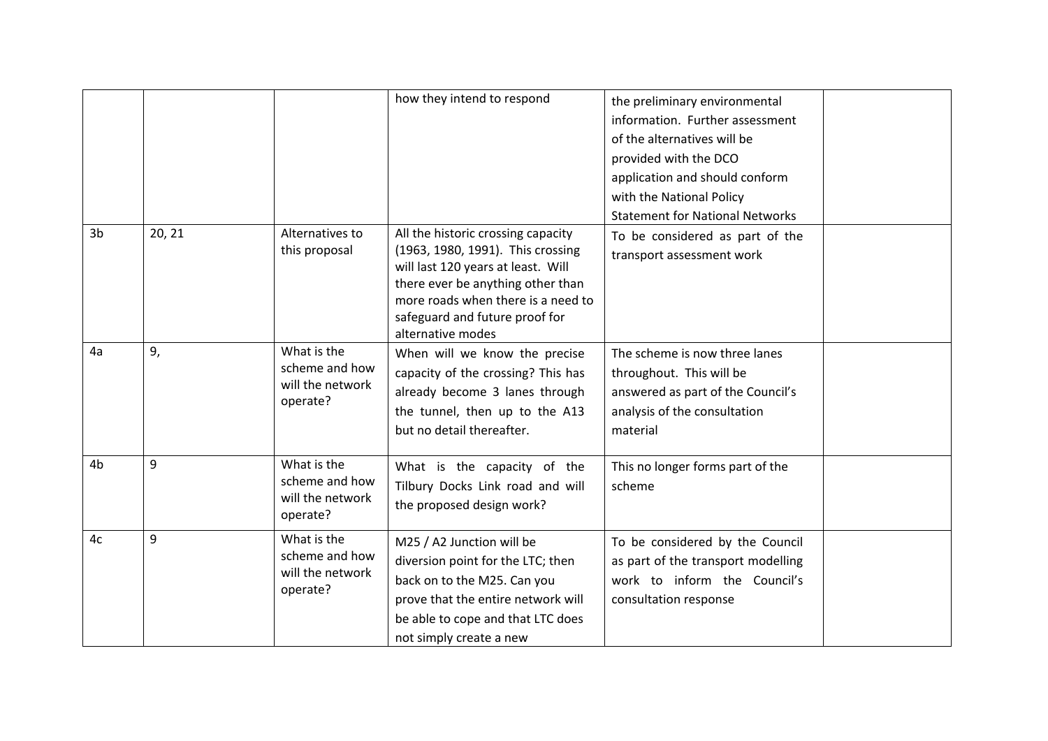|  |  |  | how they intend to respond | the preliminary environmental information. Further assessment of the alternatives will be provided with the DCO application and should conform with the National Policy Statement for National Networks |  |
|---|---|---|---|---|---|
| 3b | 20, 21 | Alternatives to this proposal | All the historic crossing capacity (1963, 1980, 1991). This crossing will last 120 years at least. Will there ever be anything other than more roads when there is a need to safeguard and future proof for alternative modes | To be considered as part of the transport assessment work |  |
| 4a | 9, | What is the scheme and how will the network operate? | When will we know the precise capacity of the crossing? This has already become 3 lanes through the tunnel, then up to the A13 but no detail thereafter. | The scheme is now three lanes throughout. This will be answered as part of the Council's analysis of the consultation material |  |
| 4b | 9 | What is the scheme and how will the network operate? | What is the capacity of the Tilbury Docks Link road and will the proposed design work? | This no longer forms part of the scheme |  |
| 4c | 9 | What is the scheme and how will the network operate? | M25 / A2 Junction will be diversion point for the LTC; then back on to the M25. Can you prove that the entire network will be able to cope and that LTC does not simply create a new | To be considered by the Council as part of the transport modelling work to inform the Council's consultation response |  |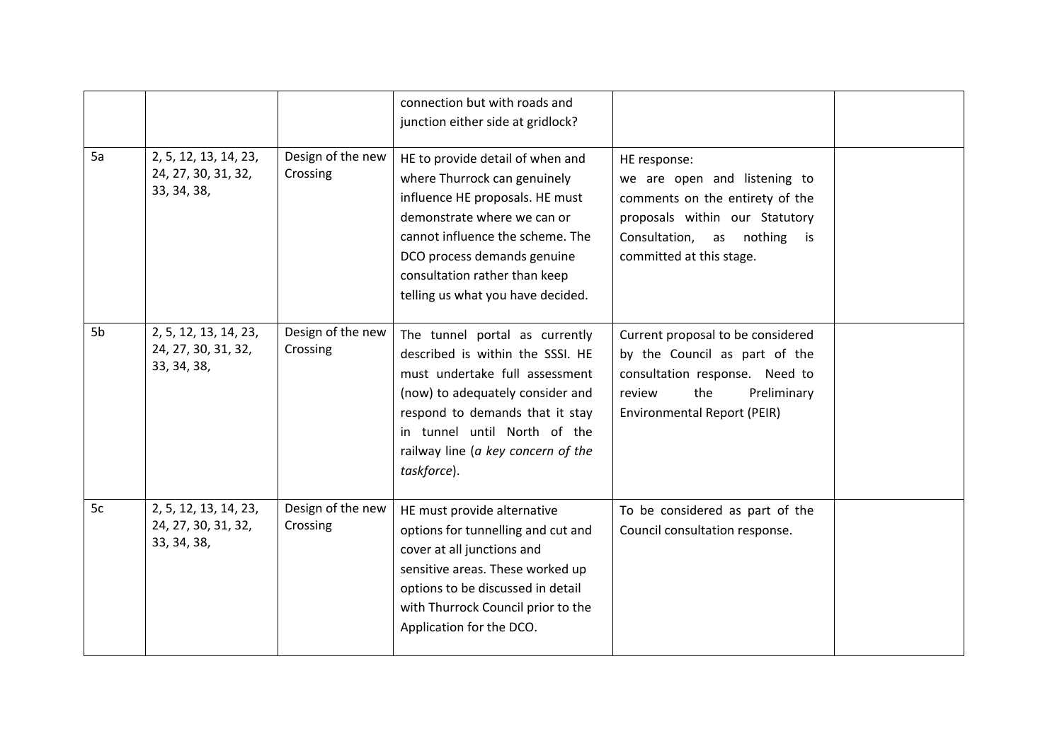| | | | | | |
|---|---|---|---|---|---|
| | | | connection but with roads and junction either side at gridlock? | | |
| 5a | 2, 5, 12, 13, 14, 23, 24, 27, 30, 31, 32, 33, 34, 38, | Design of the new Crossing | HE to provide detail of when and where Thurrock can genuinely influence HE proposals. HE must demonstrate where we can or cannot influence the scheme. The DCO process demands genuine consultation rather than keep telling us what you have decided. | HE response:<br>we are open and listening to comments on the entirety of the proposals within our Statutory Consultation, as nothing is committed at this stage. | |
| 5b | 2, 5, 12, 13, 14, 23, 24, 27, 30, 31, 32, 33, 34, 38, | Design of the new Crossing | The tunnel portal as currently described is within the SSSI. HE must undertake full assessment (now) to adequately consider and respond to demands that it stay in tunnel until North of the railway line (*a key concern of the taskforce*). | Current proposal to be considered by the Council as part of the consultation response. Need to review the Preliminary Environmental Report (PEIR) | |
| 5c | 2, 5, 12, 13, 14, 23, 24, 27, 30, 31, 32, 33, 34, 38, | Design of the new Crossing | HE must provide alternative options for tunnelling and cut and cover at all junctions and sensitive areas. These worked up options to be discussed in detail with Thurrock Council prior to the Application for the DCO. | To be considered as part of the Council consultation response. | |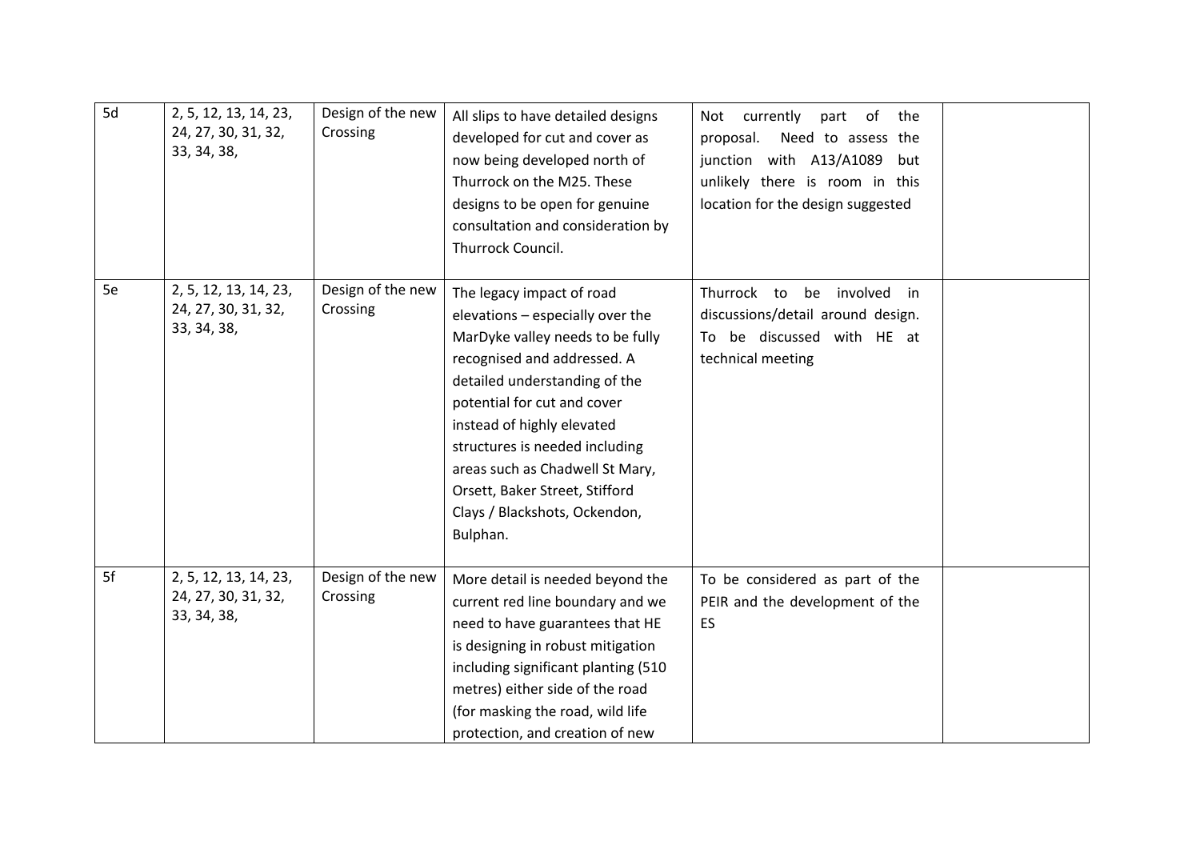| | | | | | |
|---|---|---|---|---|---|
| 5d | 2, 5, 12, 13, 14, 23, 24, 27, 30, 31, 32, 33, 34, 38, | Design of the new Crossing | All slips to have detailed designs developed for cut and cover as now being developed north of Thurrock on the M25. These designs to be open for genuine consultation and consideration by Thurrock Council. | Not currently part of the proposal. Need to assess the junction with A13/A1089 but unlikely there is room in this location for the design suggested | |
| 5e | 2, 5, 12, 13, 14, 23, 24, 27, 30, 31, 32, 33, 34, 38, | Design of the new Crossing | The legacy impact of road elevations – especially over the MarDyke valley needs to be fully recognised and addressed. A detailed understanding of the potential for cut and cover instead of highly elevated structures is needed including areas such as Chadwell St Mary, Orsett, Baker Street, Stifford Clays / Blackshots, Ockendon, Bulphan. | Thurrock to be involved in discussions/detail around design. To be discussed with HE at technical meeting | |
| 5f | 2, 5, 12, 13, 14, 23, 24, 27, 30, 31, 32, 33, 34, 38, | Design of the new Crossing | More detail is needed beyond the current red line boundary and we need to have guarantees that HE is designing in robust mitigation including significant planting (510 metres) either side of the road (for masking the road, wild life protection, and creation of new | To be considered as part of the PEIR and the development of the ES | |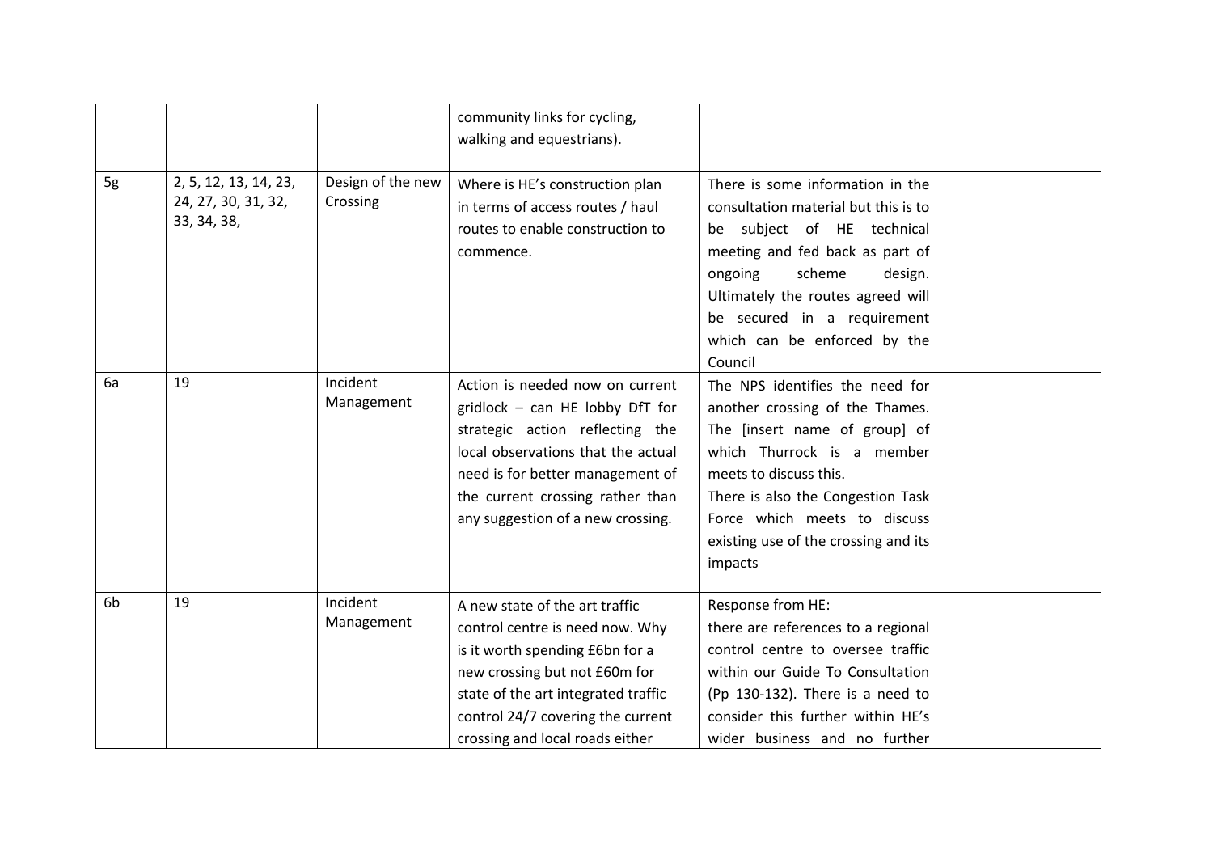| | | | | | |
|---|---|---|---|---|---|
| | | | community links for cycling, walking and equestrians). | | |
| 5g | 2, 5, 12, 13, 14, 23, 24, 27, 30, 31, 32, 33, 34, 38, | Design of the new Crossing | Where is HE's construction plan in terms of access routes / haul routes to enable construction to commence. | There is some information in the consultation material but this is to be subject of HE technical meeting and fed back as part of ongoing scheme design. Ultimately the routes agreed will be secured in a requirement which can be enforced by the Council | |
| 6a | 19 | Incident Management | Action is needed now on current gridlock – can HE lobby DfT for strategic action reflecting the local observations that the actual need is for better management of the current crossing rather than any suggestion of a new crossing. | The NPS identifies the need for another crossing of the Thames. The [insert name of group] of which Thurrock is a member meets to discuss this.<br>There is also the Congestion Task Force which meets to discuss existing use of the crossing and its impacts | |
| 6b | 19 | Incident Management | A new state of the art traffic control centre is need now. Why is it worth spending £6bn for a new crossing but not £60m for state of the art integrated traffic control 24/7 covering the current crossing and local roads either | Response from HE:<br>there are references to a regional control centre to oversee traffic within our Guide To Consultation (Pp 130-132). There is a need to consider this further within HE's wider business and no further | |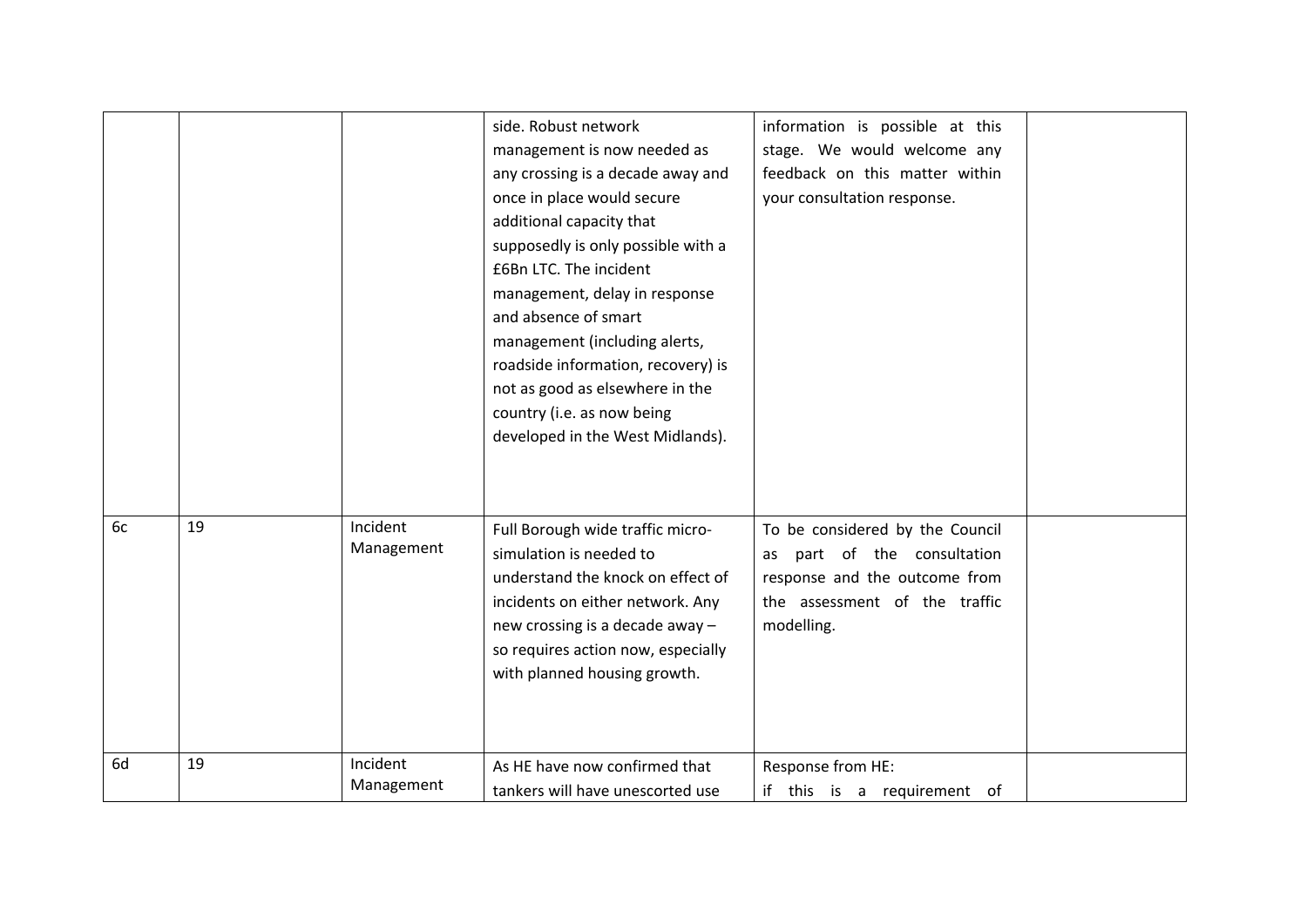| | | | | | |
|---|---|---|---|---|---|
| | | | side. Robust network management is now needed as any crossing is a decade away and once in place would secure additional capacity that supposedly is only possible with a £6Bn LTC. The incident management, delay in response and absence of smart management (including alerts, roadside information, recovery) is not as good as elsewhere in the country (i.e. as now being developed in the West Midlands). | information is possible at this stage. We would welcome any feedback on this matter within your consultation response. | |
| 6c | 19 | Incident Management | Full Borough wide traffic micro-simulation is needed to understand the knock on effect of incidents on either network. Any new crossing is a decade away – so requires action now, especially with planned housing growth. | To be considered by the Council as part of the consultation response and the outcome from the assessment of the traffic modelling. | |
| 6d | 19 | Incident Management | As HE have now confirmed that tankers will have unescorted use | Response from HE: if this is a requirement of | |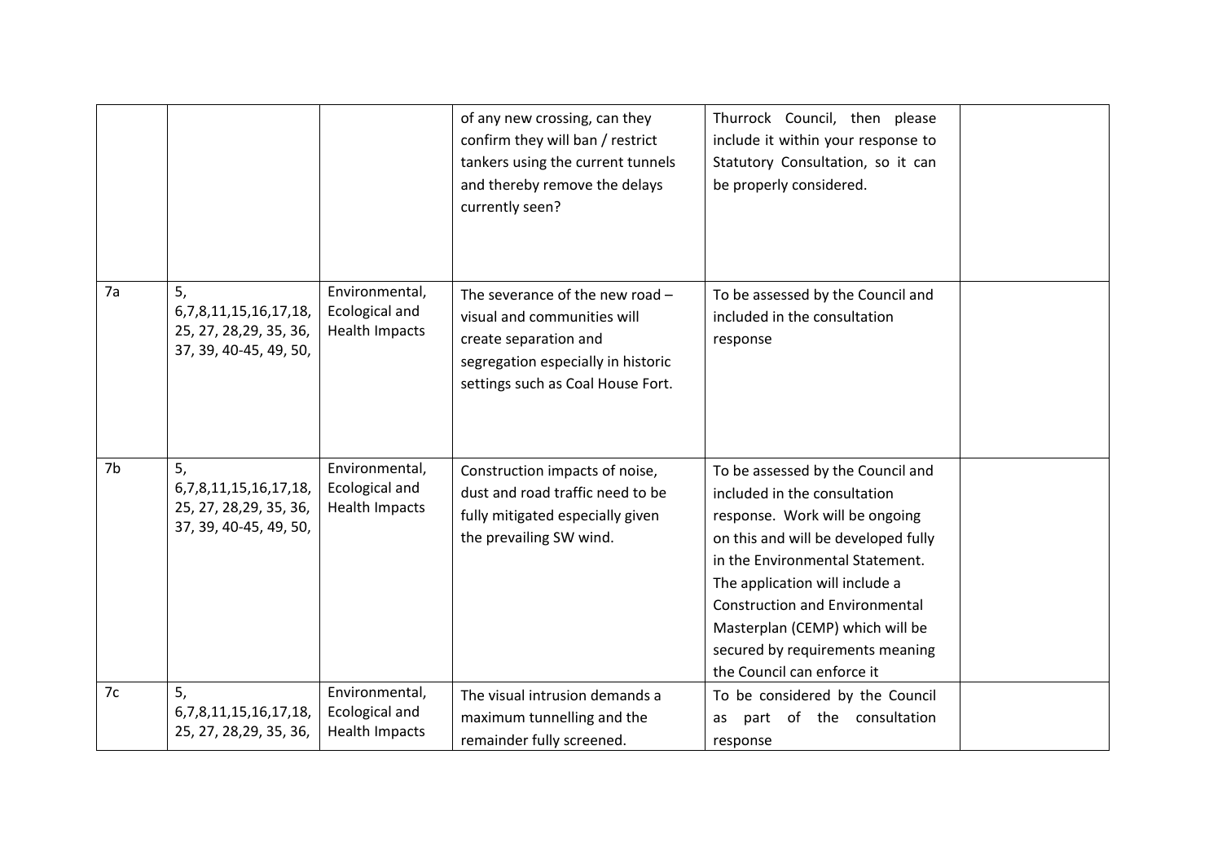|  |  |  | of any new crossing, can they confirm they will ban / restrict tankers using the current tunnels and thereby remove the delays currently seen? | Thurrock Council, then please include it within your response to Statutory Consultation, so it can be properly considered. |  |
|---|---|---|---|---|---|
| 7a | 5, 6,7,8,11,15,16,17,18, 25, 27, 28,29, 35, 36, 37, 39, 40-45, 49, 50, | Environmental, Ecological and Health Impacts | The severance of the new road – visual and communities will create separation and segregation especially in historic settings such as Coal House Fort. | To be assessed by the Council and included in the consultation response |  |
| 7b | 5, 6,7,8,11,15,16,17,18, 25, 27, 28,29, 35, 36, 37, 39, 40-45, 49, 50, | Environmental, Ecological and Health Impacts | Construction impacts of noise, dust and road traffic need to be fully mitigated especially given the prevailing SW wind. | To be assessed by the Council and included in the consultation response. Work will be ongoing on this and will be developed fully in the Environmental Statement. The application will include a Construction and Environmental Masterplan (CEMP) which will be secured by requirements meaning the Council can enforce it |  |
| 7c | 5, 6,7,8,11,15,16,17,18, 25, 27, 28,29, 35, 36, | Environmental, Ecological and Health Impacts | The visual intrusion demands a maximum tunnelling and the remainder fully screened. | To be considered by the Council as part of the consultation response |  |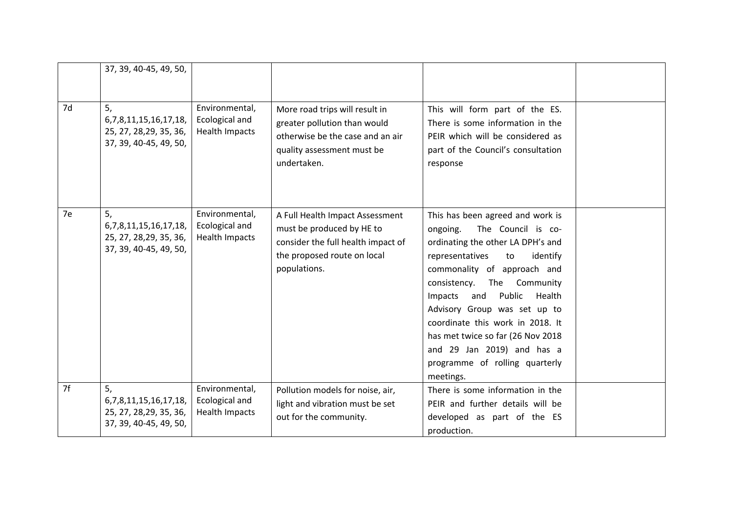| | | | | | |
|---|---|---|---|---|---|
| | 37, 39, 40-45, 49, 50, | | | | |
| 7d | 5, 6,7,8,11,15,16,17,18, 25, 27, 28,29, 35, 36, 37, 39, 40-45, 49, 50, | Environmental, Ecological and Health Impacts | More road trips will result in greater pollution than would otherwise be the case and an air quality assessment must be undertaken. | This will form part of the ES. There is some information in the PEIR which will be considered as part of the Council's consultation response | |
| 7e | 5, 6,7,8,11,15,16,17,18, 25, 27, 28,29, 35, 36, 37, 39, 40-45, 49, 50, | Environmental, Ecological and Health Impacts | A Full Health Impact Assessment must be produced by HE to consider the full health impact of the proposed route on local populations. | This has been agreed and work is ongoing. The Council is co-ordinating the other LA DPH's and representatives to identify commonality of approach and consistency. The Community Impacts and Public Health Advisory Group was set up to coordinate this work in 2018. It has met twice so far (26 Nov 2018 and 29 Jan 2019) and has a programme of rolling quarterly meetings. | |
| 7f | 5, 6,7,8,11,15,16,17,18, 25, 27, 28,29, 35, 36, 37, 39, 40-45, 49, 50, | Environmental, Ecological and Health Impacts | Pollution models for noise, air, light and vibration must be set out for the community. | There is some information in the PEIR and further details will be developed as part of the ES production. | |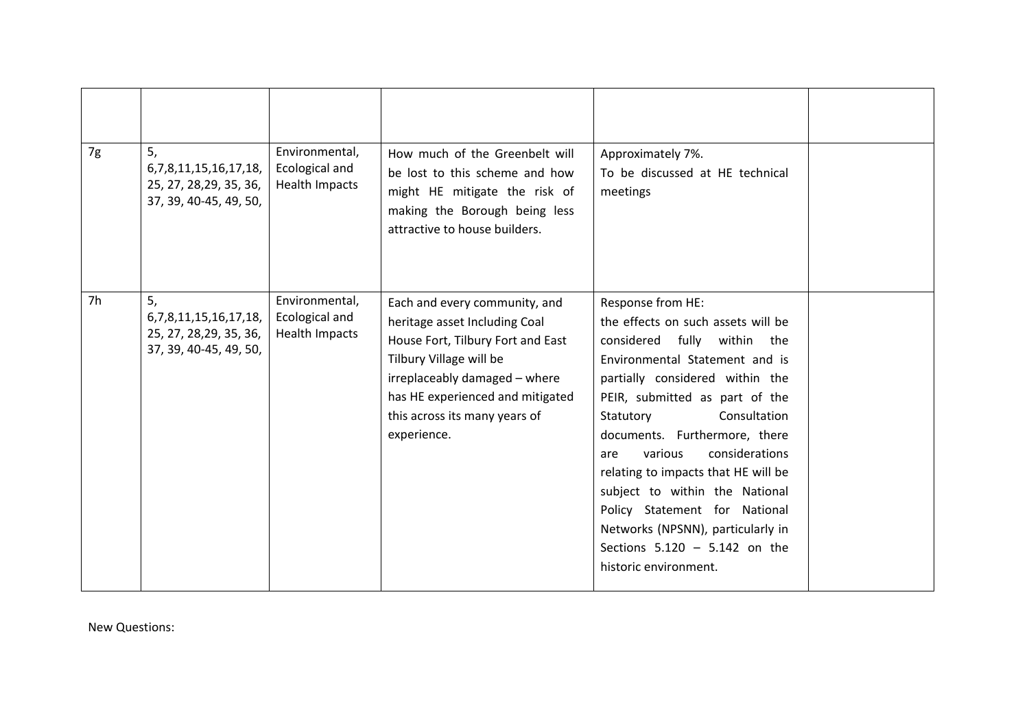| | | | | | |
|---|---|---|---|---|---|
| 7g | 5, 6,7,8,11,15,16,17,18, 25, 27, 28,29, 35, 36, 37, 39, 40-45, 49, 50, | Environmental, Ecological and Health Impacts | How much of the Greenbelt will be lost to this scheme and how might HE mitigate the risk of making the Borough being less attractive to house builders. | Approximately 7%.<br>To be discussed at HE technical meetings | |
| 7h | 5, 6,7,8,11,15,16,17,18, 25, 27, 28,29, 35, 36, 37, 39, 40-45, 49, 50, | Environmental, Ecological and Health Impacts | Each and every community, and heritage asset Including Coal House Fort, Tilbury Fort and East Tilbury Village will be irreplaceably damaged – where has HE experienced and mitigated this across its many years of experience. | Response from HE:<br>the effects on such assets will be considered fully within the Environmental Statement and is partially considered within the PEIR, submitted as part of the Statutory Consultation documents. Furthermore, there are various considerations relating to impacts that HE will be subject to within the National Policy Statement for National Networks (NPSNN), particularly in Sections 5.120 – 5.142 on the historic environment. | |

New Questions: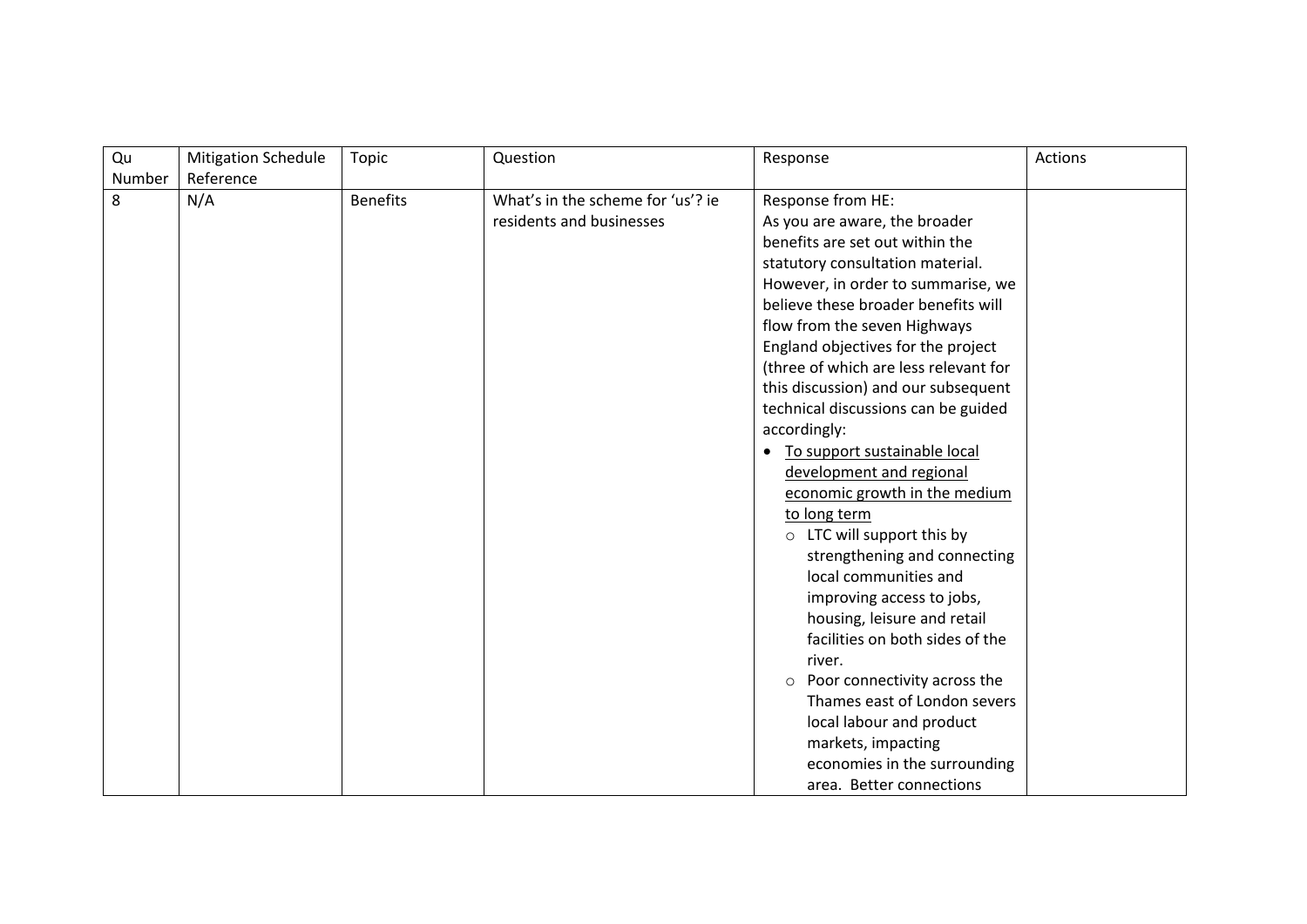| Qu Number | Mitigation Schedule Reference | Topic | Question | Response | Actions |
|---|---|---|---|---|---|
| 8 | N/A | Benefits | What's in the scheme for 'us'? ie residents and businesses | Response from HE:<br>As you are aware, the broader benefits are set out within the statutory consultation material. However, in order to summarise, we believe these broader benefits will flow from the seven Highways England objectives for the project (three of which are less relevant for this discussion) and our subsequent technical discussions can be guided accordingly:<br>• <u>To support sustainable local development and regional economic growth in the medium to long term</u><br>  ○ LTC will support this by strengthening and connecting local communities and improving access to jobs, housing, leisure and retail facilities on both sides of the river.<br>  ○ Poor connectivity across the Thames east of London severs local labour and product markets, impacting economies in the surrounding area. Better connections | |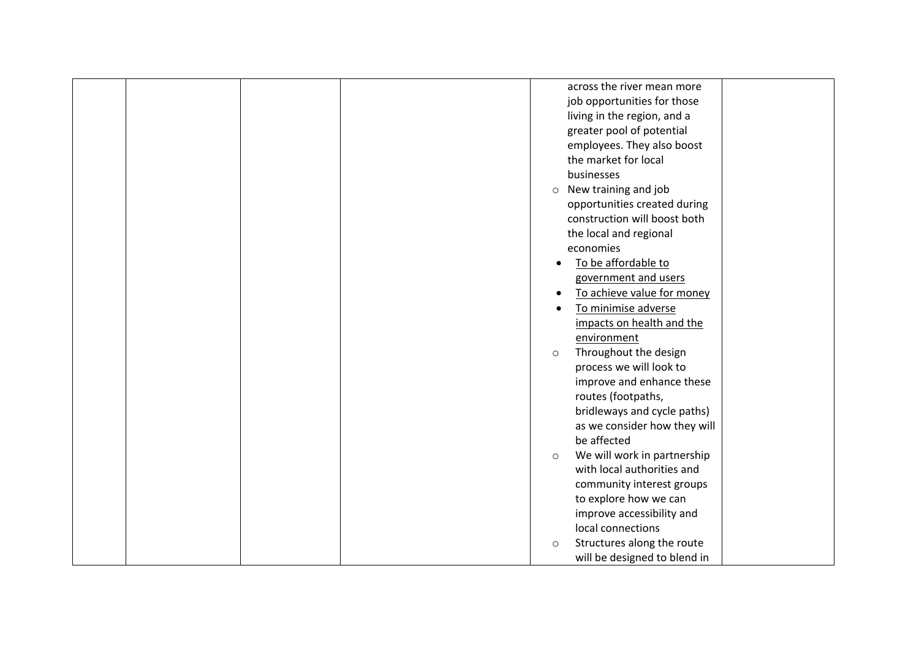| | | | | across the river mean more job opportunities for those living in the region, and a greater pool of potential employees. They also boost the market for local businesses<br>o New training and job opportunities created during construction will boost both the local and regional economies<br>• <u>To be affordable to government and users</u><br>• <u>To achieve value for money</u><br>• <u>To minimise adverse impacts on health and the environment</u><br>o Throughout the design process we will look to improve and enhance these routes (footpaths, bridleways and cycle paths) as we consider how they will be affected<br>o We will work in partnership with local authorities and community interest groups to explore how we can improve accessibility and local connections<br>o Structures along the route will be designed to blend in | |
|---|---|---|---|---|---|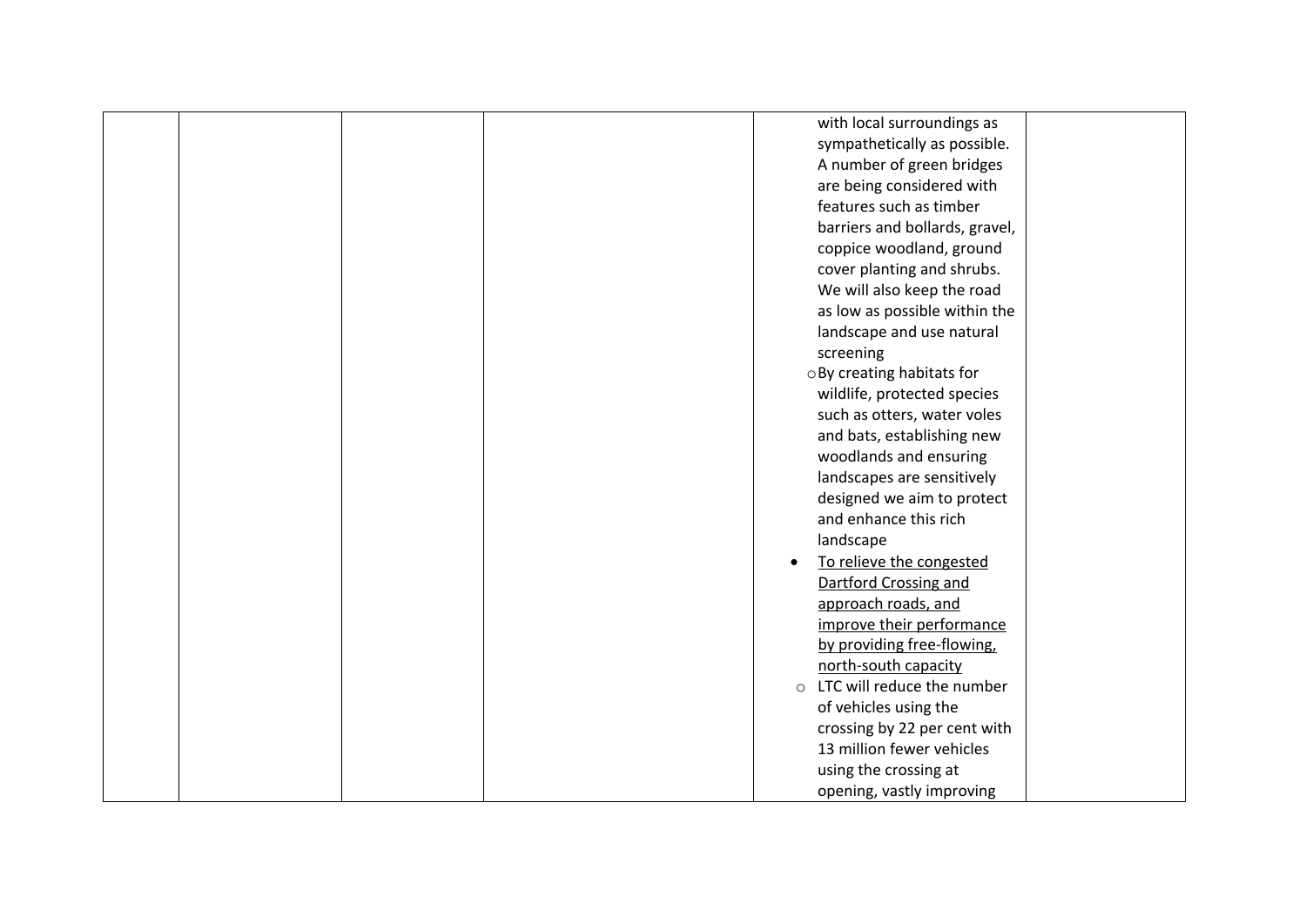| | | | | with local surroundings as sympathetically as possible. A number of green bridges are being considered with features such as timber barriers and bollards, gravel, coppice woodland, ground cover planting and shrubs. We will also keep the road as low as possible within the landscape and use natural screening<br>o By creating habitats for wildlife, protected species such as otters, water voles and bats, establishing new woodlands and ensuring landscapes are sensitively designed we aim to protect and enhance this rich landscape<br>• <u>To relieve the congested Dartford Crossing and approach roads, and improve their performance by providing free-flowing, north-south capacity</u><br>o LTC will reduce the number of vehicles using the crossing by 22 per cent with 13 million fewer vehicles using the crossing at opening, vastly improving | |
|---|---|---|---|---|---|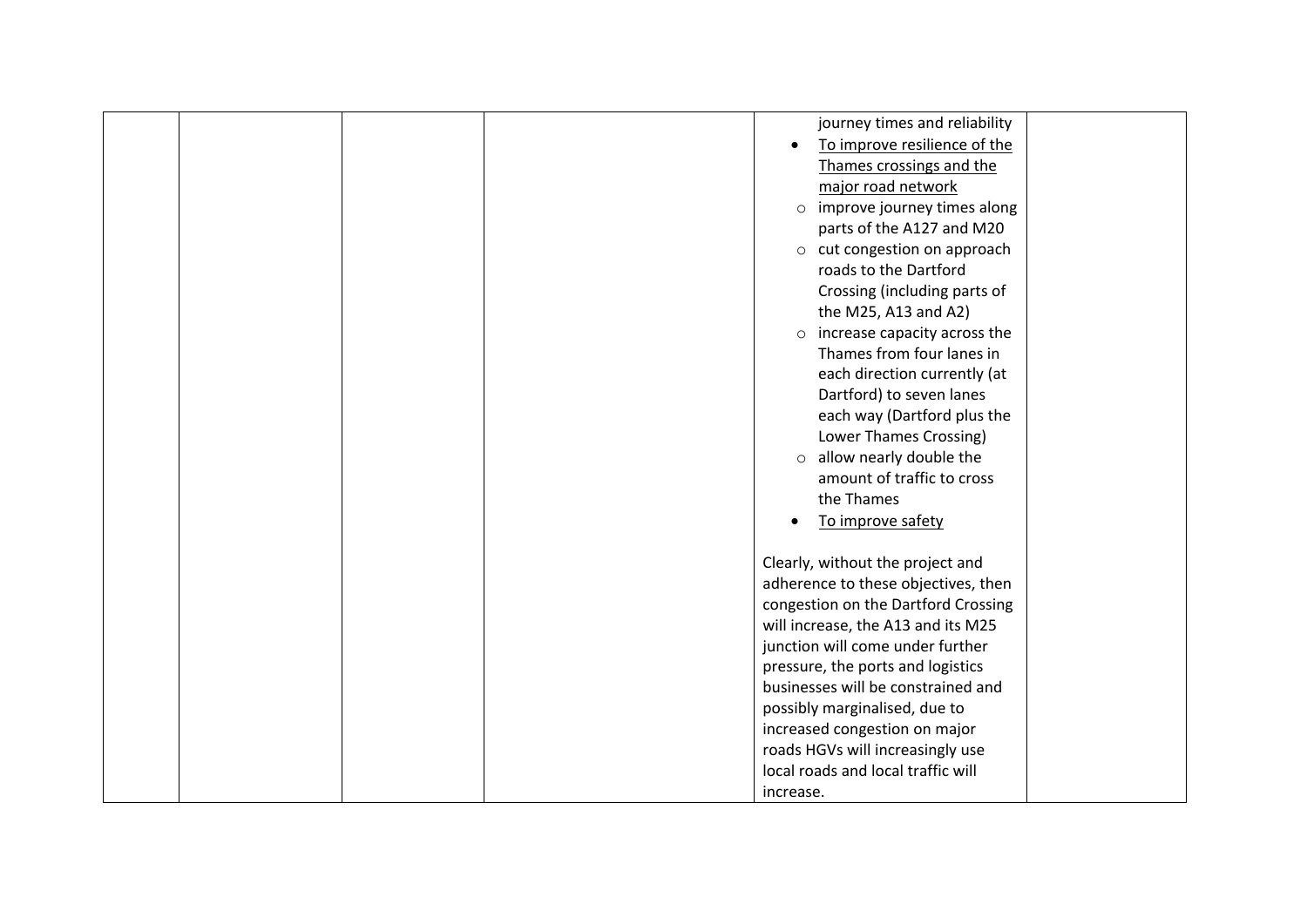| | | | | journey times and reliability<br>• <u>To improve resilience of the Thames crossings and the major road network</u><br>&nbsp;&nbsp;&nbsp;&nbsp;○ improve journey times along parts of the A127 and M20<br>&nbsp;&nbsp;&nbsp;&nbsp;○ cut congestion on approach roads to the Dartford Crossing (including parts of the M25, A13 and A2)<br>&nbsp;&nbsp;&nbsp;&nbsp;○ increase capacity across the Thames from four lanes in each direction currently (at Dartford) to seven lanes each way (Dartford plus the Lower Thames Crossing)<br>&nbsp;&nbsp;&nbsp;&nbsp;○ allow nearly double the amount of traffic to cross the Thames<br>• <u>To improve safety</u><br><br>Clearly, without the project and adherence to these objectives, then congestion on the Dartford Crossing will increase, the A13 and its M25 junction will come under further pressure, the ports and logistics businesses will be constrained and possibly marginalised, due to increased congestion on major roads HGVs will increasingly use local roads and local traffic will increase. | |
|---|---|---|---|---|---|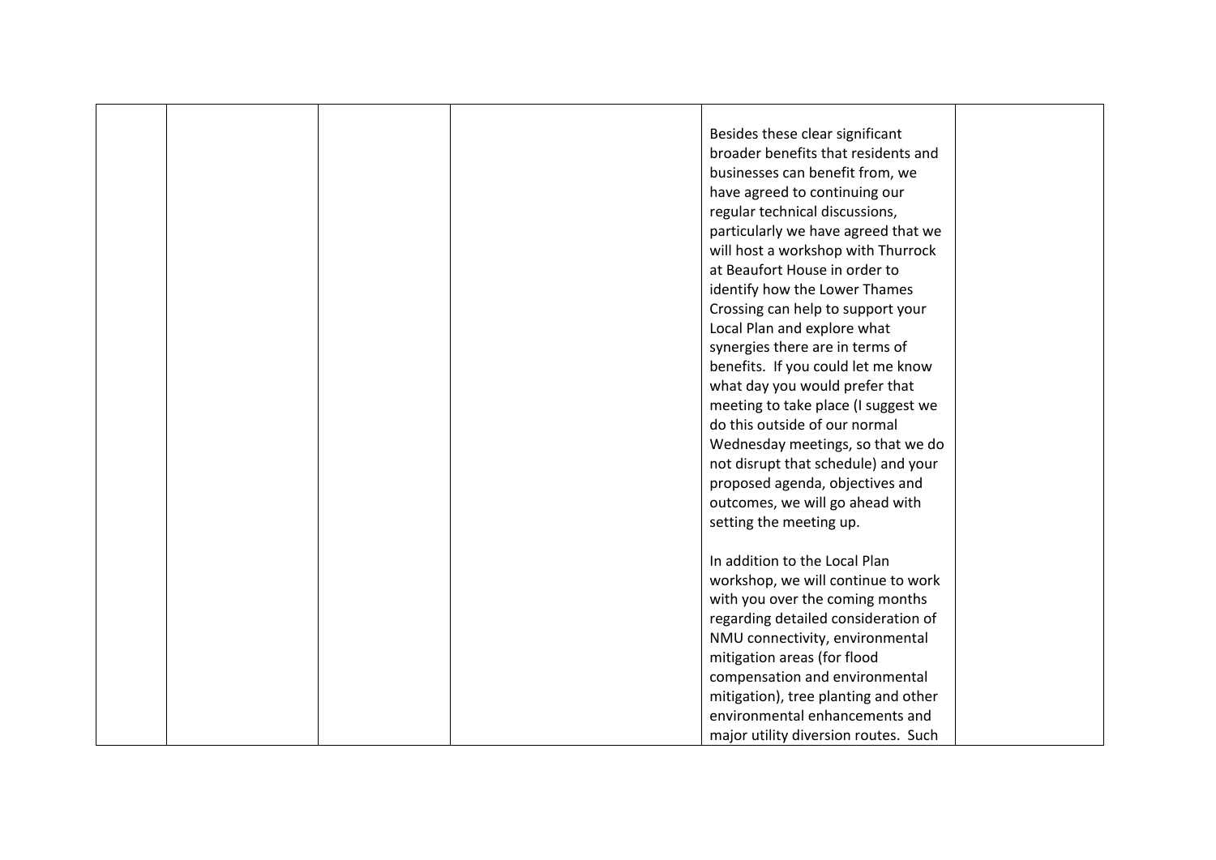|  |  |  |  | Besides these clear significant broader benefits that residents and businesses can benefit from, we have agreed to continuing our regular technical discussions, particularly we have agreed that we will host a workshop with Thurrock at Beaufort House in order to identify how the Lower Thames Crossing can help to support your Local Plan and explore what synergies there are in terms of benefits. If you could let me know what day you would prefer that meeting to take place (I suggest we do this outside of our normal Wednesday meetings, so that we do not disrupt that schedule) and your proposed agenda, objectives and outcomes, we will go ahead with setting the meeting up.<br><br>In addition to the Local Plan workshop, we will continue to work with you over the coming months regarding detailed consideration of NMU connectivity, environmental mitigation areas (for flood compensation and environmental mitigation), tree planting and other environmental enhancements and major utility diversion routes. Such |  |
|---|---|---|---|---|---|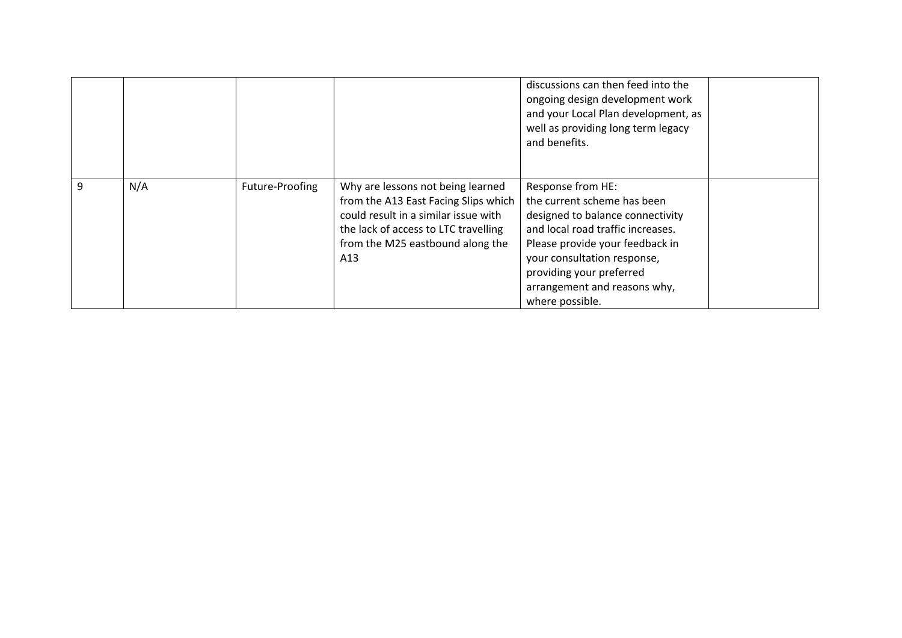| | | | | | |
|---|---|---|---|---|---|
| | | | | discussions can then feed into the ongoing design development work and your Local Plan development, as well as providing long term legacy and benefits. | |
| 9 | N/A | Future-Proofing | Why are lessons not being learned from the A13 East Facing Slips which could result in a similar issue with the lack of access to LTC travelling from the M25 eastbound along the A13 | Response from HE: the current scheme has been designed to balance connectivity and local road traffic increases. Please provide your feedback in your consultation response, providing your preferred arrangement and reasons why, where possible. | |